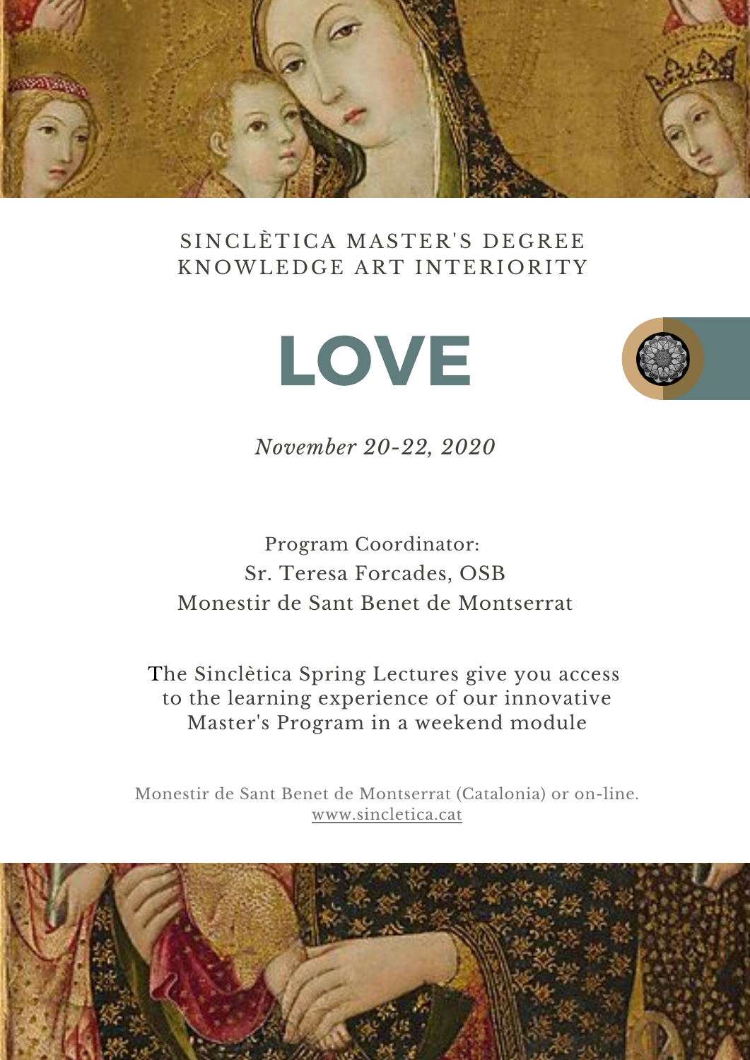SINCLÈTICA MASTER'S DEGREE
KNOWLEDGE ART INTERIORITY

# LOVE

*November 20-22, 2020*

Program Coordinator:
Sr. Teresa Forcades, OSB
Monestir de Sant Benet de Montserrat

The Sinclètica Spring Lectures give you access to the learning experience of our innovative Master's Program in a weekend module

Monestir de Sant Benet de Montserrat (Catalonia) or on-line.
www.sincletica.cat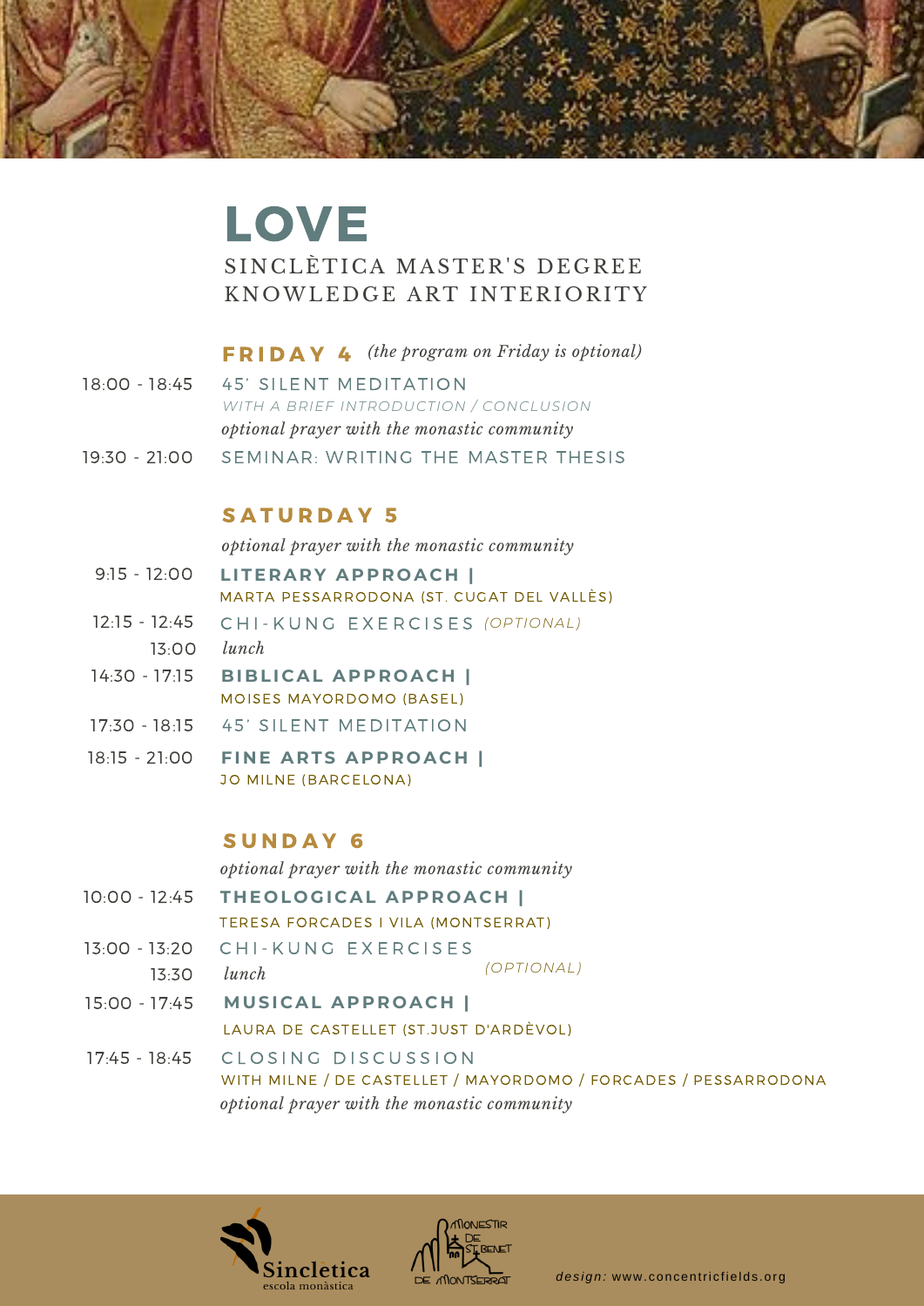# LOVE

SINCLÈTICA MASTER'S DEGREE
KNOWLEDGE ART INTERIORITY

## FRIDAY 4 *(the program on Friday is optional)*

18:00 - 18:45 45' SILENT MEDITATION
*WITH A BRIEF INTRODUCTION / CONCLUSION*
*optional prayer with the monastic community*

19:30 - 21:00 SEMINAR: WRITING THE MASTER THESIS

## SATURDAY 5

*optional prayer with the monastic community*

9:15 - 12:00 **LITERARY APPROACH |**
MARTA PESSARRODONA (ST. CUGAT DEL VALLÈS)

12:15 - 12:45 CHI-KUNG EXERCISES *(OPTIONAL)*

13:00 *lunch*

14:30 - 17:15 **BIBLICAL APPROACH |**
MOISES MAYORDOMO (BASEL)

17:30 - 18:15 45' SILENT MEDITATION

18:15 - 21:00 **FINE ARTS APPROACH |**
JO MILNE (BARCELONA)

## SUNDAY 6

*optional prayer with the monastic community*

10:00 - 12:45 **THEOLOGICAL APPROACH |**
TERESA FORCADES I VILA (MONTSERRAT)

13:00 - 13:20 CHI-KUNG EXERCISES *(OPTIONAL)*

13:30 *lunch*

15:00 - 17:45 **MUSICAL APPROACH |**
LAURA DE CASTELLET (ST.JUST D'ARDÈVOL)

17:45 - 18:45 CLOSING DISCUSSION
WITH MILNE / DE CASTELLET / MAYORDOMO / FORCADES / PESSARRODONA
*optional prayer with the monastic community*

Sinclètica escola monàstica

MONESTIR DE ST. BENET DE MONTSERRAT

*design:* www.concentricfields.org